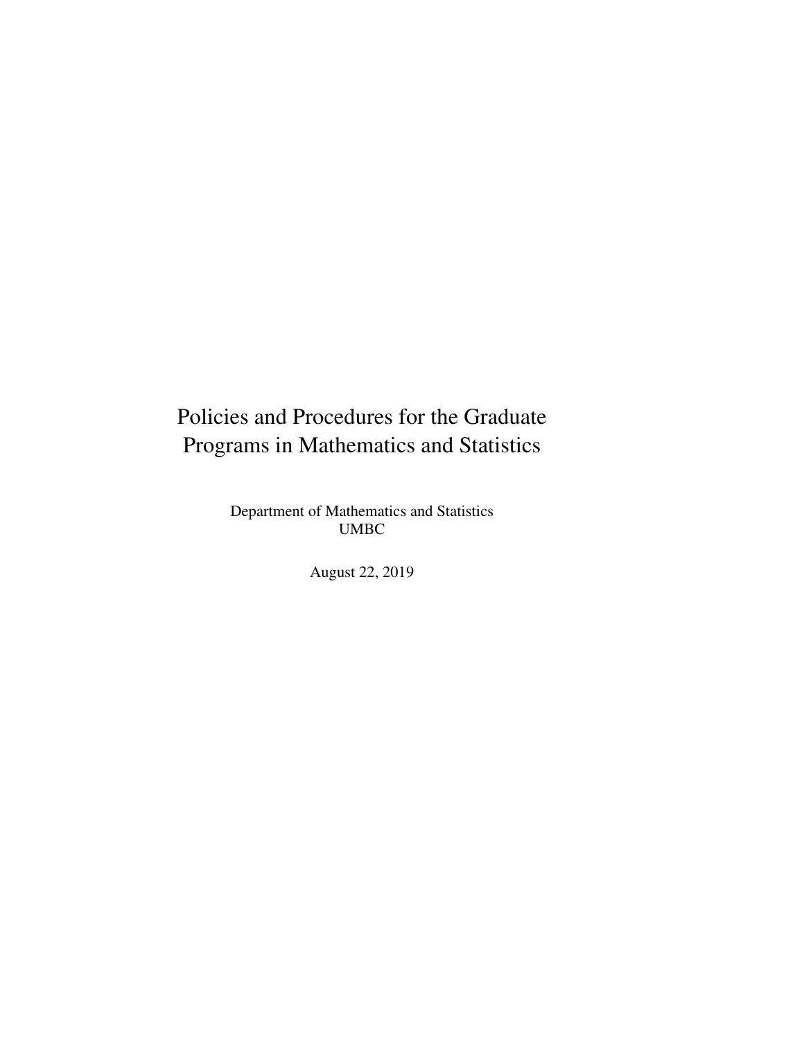# Policies and Procedures for the Graduate Programs in Mathematics and Statistics

Department of Mathematics and Statistics
UMBC

August 22, 2019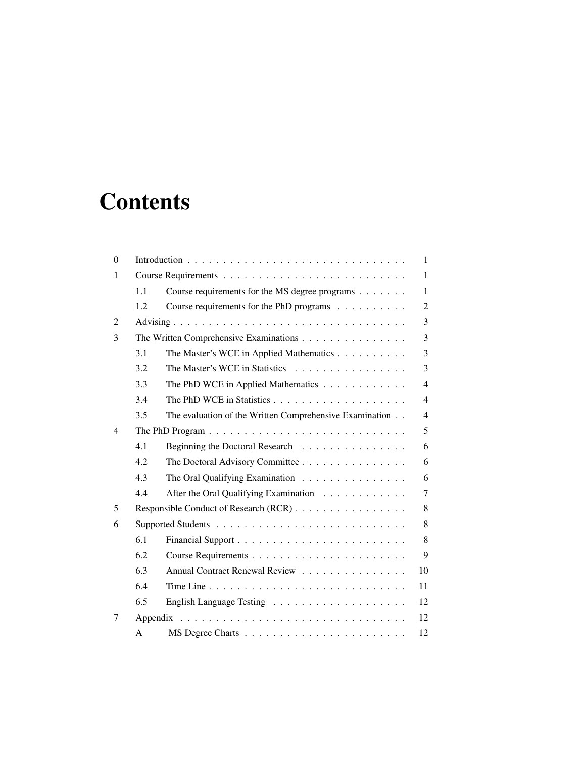# Contents

| | | | |
|---|---|---|---|
| 0 | Introduction | | 1 |
| 1 | Course Requirements | | 1 |
| | 1.1 | Course requirements for the MS degree programs | 1 |
| | 1.2 | Course requirements for the PhD programs | 2 |
| 2 | Advising | | 3 |
| 3 | The Written Comprehensive Examinations | | 3 |
| | 3.1 | The Master's WCE in Applied Mathematics | 3 |
| | 3.2 | The Master's WCE in Statistics | 3 |
| | 3.3 | The PhD WCE in Applied Mathematics | 4 |
| | 3.4 | The PhD WCE in Statistics | 4 |
| | 3.5 | The evaluation of the Written Comprehensive Examination | 4 |
| 4 | The PhD Program | | 5 |
| | 4.1 | Beginning the Doctoral Research | 6 |
| | 4.2 | The Doctoral Advisory Committee | 6 |
| | 4.3 | The Oral Qualifying Examination | 6 |
| | 4.4 | After the Oral Qualifying Examination | 7 |
| 5 | Responsible Conduct of Research (RCR) | | 8 |
| 6 | Supported Students | | 8 |
| | 6.1 | Financial Support | 8 |
| | 6.2 | Course Requirements | 9 |
| | 6.3 | Annual Contract Renewal Review | 10 |
| | 6.4 | Time Line | 11 |
| | 6.5 | English Language Testing | 12 |
| 7 | Appendix | | 12 |
| | A | MS Degree Charts | 12 |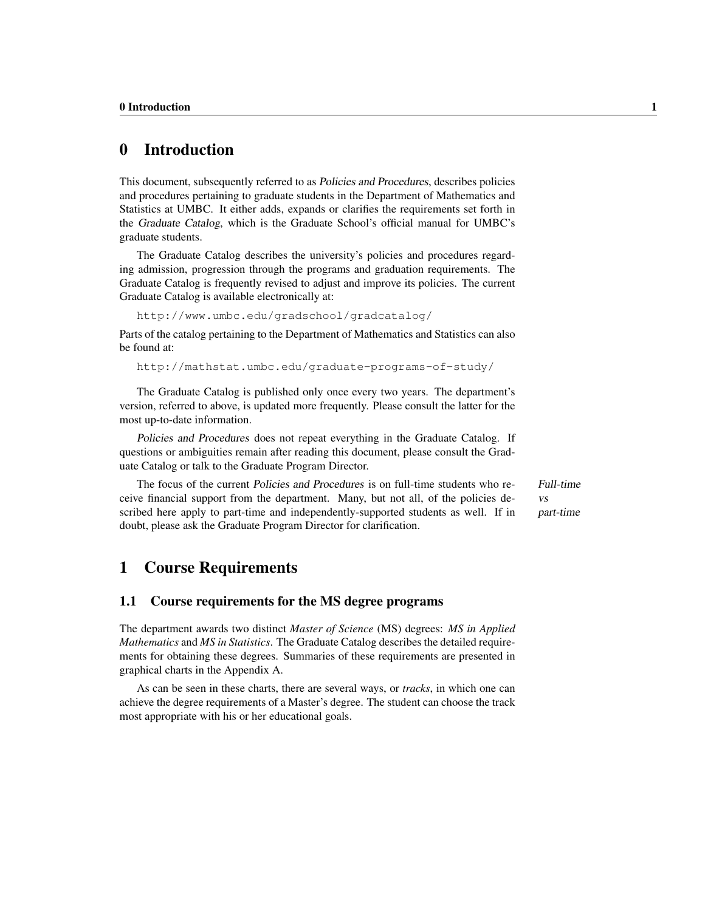# 0 Introduction

This document, subsequently referred to as *Policies and Procedures*, describes policies and procedures pertaining to graduate students in the Department of Mathematics and Statistics at UMBC. It either adds, expands or clarifies the requirements set forth in the *Graduate Catalog*, which is the Graduate School's official manual for UMBC's graduate students.

The Graduate Catalog describes the university's policies and procedures regarding admission, progression through the programs and graduation requirements. The Graduate Catalog is frequently revised to adjust and improve its policies. The current Graduate Catalog is available electronically at:

`http://www.umbc.edu/gradschool/gradcatalog/`

Parts of the catalog pertaining to the Department of Mathematics and Statistics can also be found at:

`http://mathstat.umbc.edu/graduate-programs-of-study/`

The Graduate Catalog is published only once every two years. The department's version, referred to above, is updated more frequently. Please consult the latter for the most up-to-date information.

*Policies and Procedures* does not repeat everything in the Graduate Catalog. If questions or ambiguities remain after reading this document, please consult the Graduate Catalog or talk to the Graduate Program Director.

*Full-time vs part-time*

The focus of the current *Policies and Procedures* is on full-time students who receive financial support from the department. Many, but not all, of the policies described here apply to part-time and independently-supported students as well. If in doubt, please ask the Graduate Program Director for clarification.

# 1 Course Requirements

## 1.1 Course requirements for the MS degree programs

The department awards two distinct *Master of Science* (MS) degrees: *MS in Applied Mathematics* and *MS in Statistics*. The Graduate Catalog describes the detailed requirements for obtaining these degrees. Summaries of these requirements are presented in graphical charts in the Appendix A.

As can be seen in these charts, there are several ways, or *tracks*, in which one can achieve the degree requirements of a Master's degree. The student can choose the track most appropriate with his or her educational goals.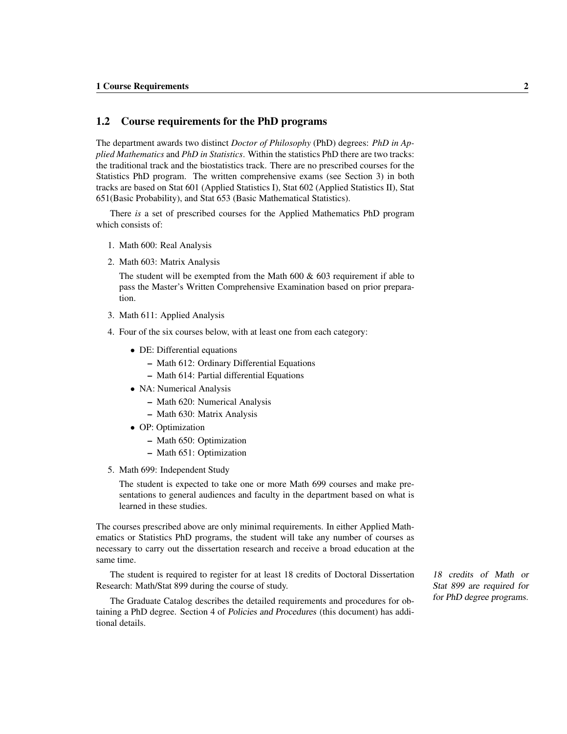## 1.2 Course requirements for the PhD programs

The department awards two distinct *Doctor of Philosophy* (PhD) degrees: *PhD in Applied Mathematics* and *PhD in Statistics*. Within the statistics PhD there are two tracks: the traditional track and the biostatistics track. There are no prescribed courses for the Statistics PhD program. The written comprehensive exams (see Section 3) in both tracks are based on Stat 601 (Applied Statistics I), Stat 602 (Applied Statistics II), Stat 651(Basic Probability), and Stat 653 (Basic Mathematical Statistics).

There *is* a set of prescribed courses for the Applied Mathematics PhD program which consists of:

1. Math 600: Real Analysis
2. Math 603: Matrix Analysis

   The student will be exempted from the Math 600 & 603 requirement if able to pass the Master's Written Comprehensive Examination based on prior preparation.

3. Math 611: Applied Analysis
4. Four of the six courses below, with at least one from each category:
   - DE: Differential equations
     - Math 612: Ordinary Differential Equations
     - Math 614: Partial differential Equations
   - NA: Numerical Analysis
     - Math 620: Numerical Analysis
     - Math 630: Matrix Analysis
   - OP: Optimization
     - Math 650: Optimization
     - Math 651: Optimization
5. Math 699: Independent Study

   The student is expected to take one or more Math 699 courses and make presentations to general audiences and faculty in the department based on what is learned in these studies.

The courses prescribed above are only minimal requirements. In either Applied Mathematics or Statistics PhD programs, the student will take any number of courses as necessary to carry out the dissertation research and receive a broad education at the same time.

The student is required to register for at least 18 credits of Doctoral Dissertation Research: Math/Stat 899 during the course of study.

*18 credits of Math or Stat 899 are required for for PhD degree programs.*

The Graduate Catalog describes the detailed requirements and procedures for obtaining a PhD degree. Section 4 of *Policies and Procedures* (this document) has additional details.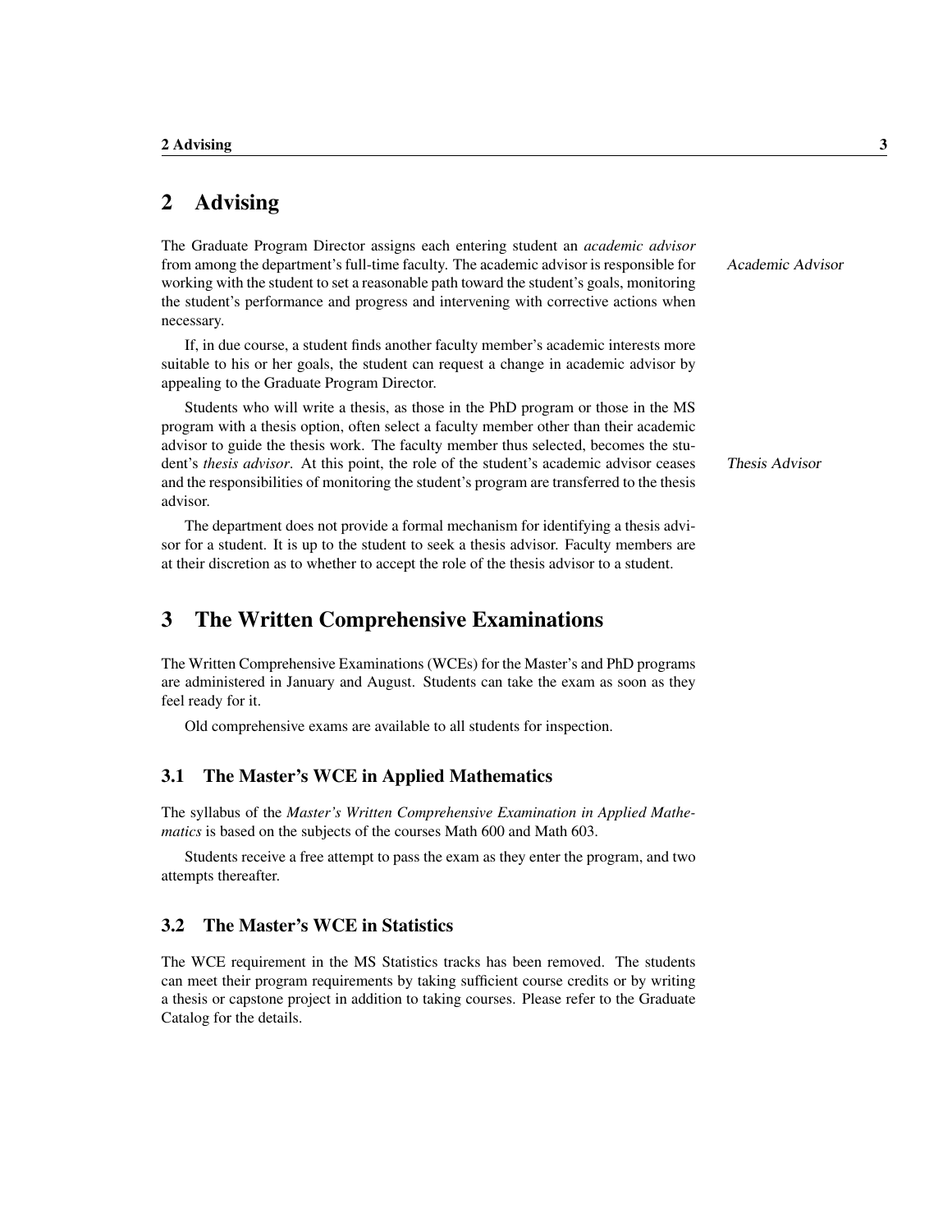## 2 Advising

The Graduate Program Director assigns each entering student an *academic advisor* from among the department's full-time faculty. The academic advisor is responsible for working with the student to set a reasonable path toward the student's goals, monitoring the student's performance and progress and intervening with corrective actions when necessary.

*Academic Advisor*

If, in due course, a student finds another faculty member's academic interests more suitable to his or her goals, the student can request a change in academic advisor by appealing to the Graduate Program Director.

Students who will write a thesis, as those in the PhD program or those in the MS program with a thesis option, often select a faculty member other than their academic advisor to guide the thesis work. The faculty member thus selected, becomes the student's *thesis advisor*. At this point, the role of the student's academic advisor ceases and the responsibilities of monitoring the student's program are transferred to the thesis advisor.

*Thesis Advisor*

The department does not provide a formal mechanism for identifying a thesis advisor for a student. It is up to the student to seek a thesis advisor. Faculty members are at their discretion as to whether to accept the role of the thesis advisor to a student.

## 3 The Written Comprehensive Examinations

The Written Comprehensive Examinations (WCEs) for the Master's and PhD programs are administered in January and August. Students can take the exam as soon as they feel ready for it.

Old comprehensive exams are available to all students for inspection.

### 3.1 The Master's WCE in Applied Mathematics

The syllabus of the *Master's Written Comprehensive Examination in Applied Mathematics* is based on the subjects of the courses Math 600 and Math 603.

Students receive a free attempt to pass the exam as they enter the program, and two attempts thereafter.

### 3.2 The Master's WCE in Statistics

The WCE requirement in the MS Statistics tracks has been removed. The students can meet their program requirements by taking sufficient course credits or by writing a thesis or capstone project in addition to taking courses. Please refer to the Graduate Catalog for the details.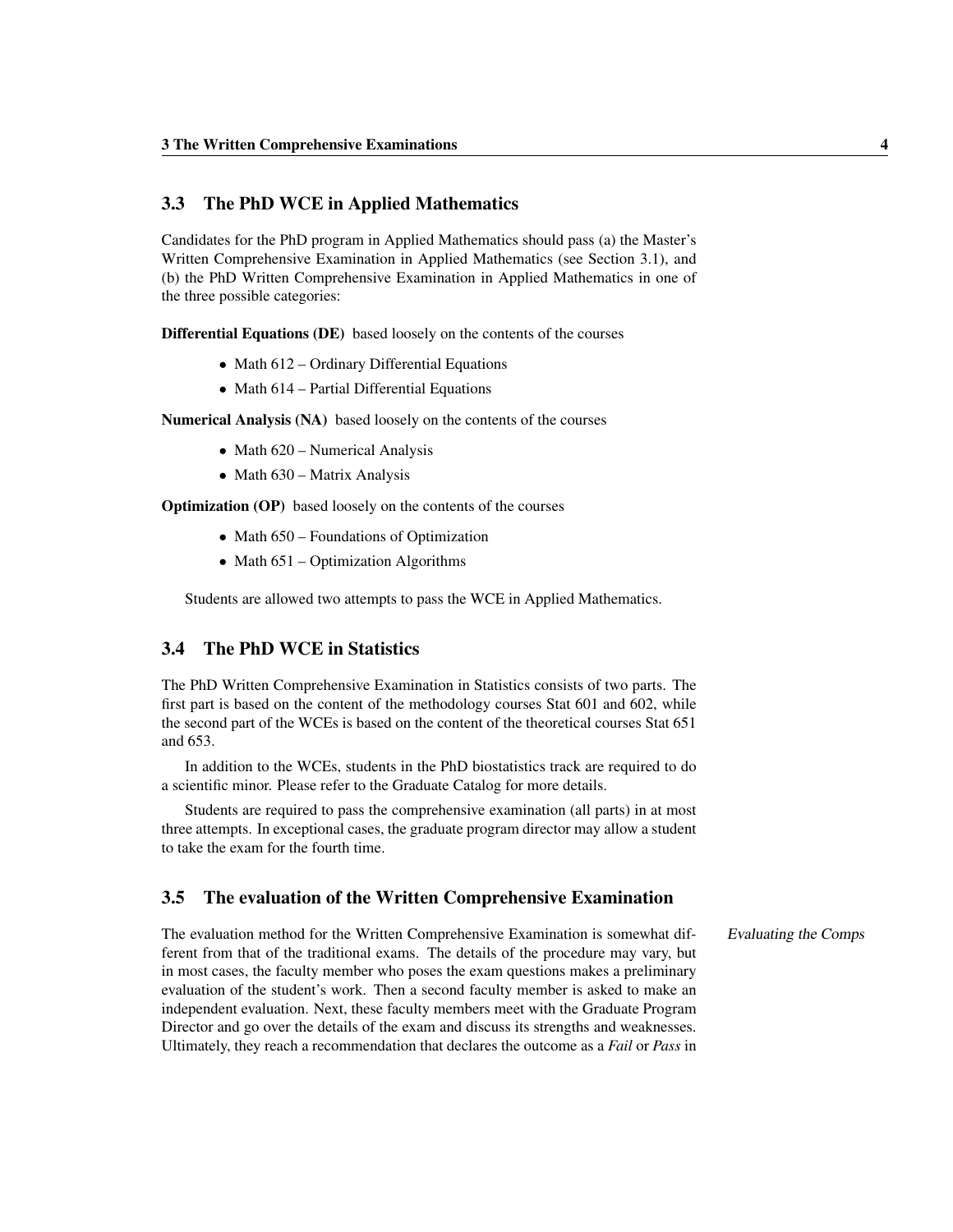## 3.3 The PhD WCE in Applied Mathematics

Candidates for the PhD program in Applied Mathematics should pass (a) the Master's Written Comprehensive Examination in Applied Mathematics (see Section 3.1), and (b) the PhD Written Comprehensive Examination in Applied Mathematics in one of the three possible categories:

**Differential Equations (DE)** based loosely on the contents of the courses

- Math 612 – Ordinary Differential Equations
- Math 614 – Partial Differential Equations

**Numerical Analysis (NA)** based loosely on the contents of the courses

- Math 620 – Numerical Analysis
- Math 630 – Matrix Analysis

**Optimization (OP)** based loosely on the contents of the courses

- Math 650 – Foundations of Optimization
- Math 651 – Optimization Algorithms

Students are allowed two attempts to pass the WCE in Applied Mathematics.

## 3.4 The PhD WCE in Statistics

The PhD Written Comprehensive Examination in Statistics consists of two parts. The first part is based on the content of the methodology courses Stat 601 and 602, while the second part of the WCEs is based on the content of the theoretical courses Stat 651 and 653.

In addition to the WCEs, students in the PhD biostatistics track are required to do a scientific minor. Please refer to the Graduate Catalog for more details.

Students are required to pass the comprehensive examination (all parts) in at most three attempts. In exceptional cases, the graduate program director may allow a student to take the exam for the fourth time.

## 3.5 The evaluation of the Written Comprehensive Examination

*Evaluating the Comps*

The evaluation method for the Written Comprehensive Examination is somewhat different from that of the traditional exams. The details of the procedure may vary, but in most cases, the faculty member who poses the exam questions makes a preliminary evaluation of the student's work. Then a second faculty member is asked to make an independent evaluation. Next, these faculty members meet with the Graduate Program Director and go over the details of the exam and discuss its strengths and weaknesses. Ultimately, they reach a recommendation that declares the outcome as a *Fail* or *Pass* in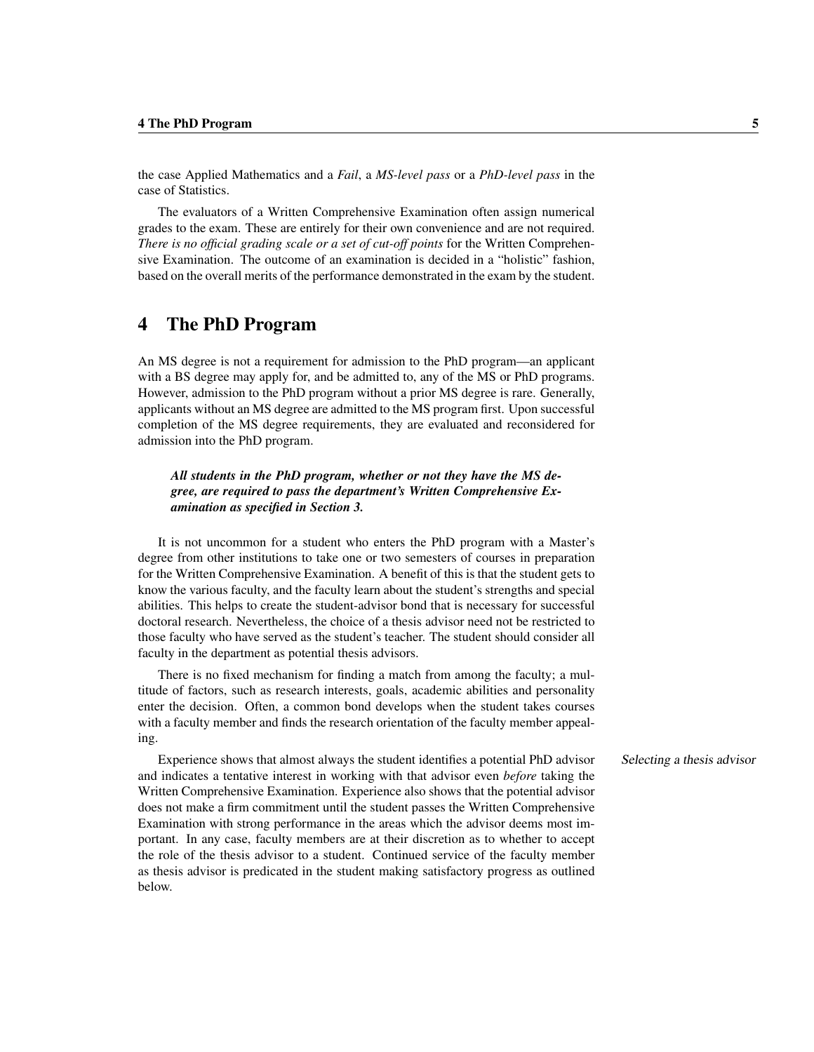the case Applied Mathematics and a *Fail*, a *MS-level pass* or a *PhD-level pass* in the case of Statistics.

The evaluators of a Written Comprehensive Examination often assign numerical grades to the exam. These are entirely for their own convenience and are not required. *There is no official grading scale or a set of cut-off points* for the Written Comprehensive Examination. The outcome of an examination is decided in a "holistic" fashion, based on the overall merits of the performance demonstrated in the exam by the student.

## 4 The PhD Program

An MS degree is not a requirement for admission to the PhD program—an applicant with a BS degree may apply for, and be admitted to, any of the MS or PhD programs. However, admission to the PhD program without a prior MS degree is rare. Generally, applicants without an MS degree are admitted to the MS program first. Upon successful completion of the MS degree requirements, they are evaluated and reconsidered for admission into the PhD program.

> ***All students in the PhD program, whether or not they have the MS degree, are required to pass the department's Written Comprehensive Examination as specified in Section 3.***

It is not uncommon for a student who enters the PhD program with a Master's degree from other institutions to take one or two semesters of courses in preparation for the Written Comprehensive Examination. A benefit of this is that the student gets to know the various faculty, and the faculty learn about the student's strengths and special abilities. This helps to create the student-advisor bond that is necessary for successful doctoral research. Nevertheless, the choice of a thesis advisor need not be restricted to those faculty who have served as the student's teacher. The student should consider all faculty in the department as potential thesis advisors.

There is no fixed mechanism for finding a match from among the faculty; a multitude of factors, such as research interests, goals, academic abilities and personality enter the decision. Often, a common bond develops when the student takes courses with a faculty member and finds the research orientation of the faculty member appealing.

*Selecting a thesis advisor*

Experience shows that almost always the student identifies a potential PhD advisor and indicates a tentative interest in working with that advisor even *before* taking the Written Comprehensive Examination. Experience also shows that the potential advisor does not make a firm commitment until the student passes the Written Comprehensive Examination with strong performance in the areas which the advisor deems most important. In any case, faculty members are at their discretion as to whether to accept the role of the thesis advisor to a student. Continued service of the faculty member as thesis advisor is predicated in the student making satisfactory progress as outlined below.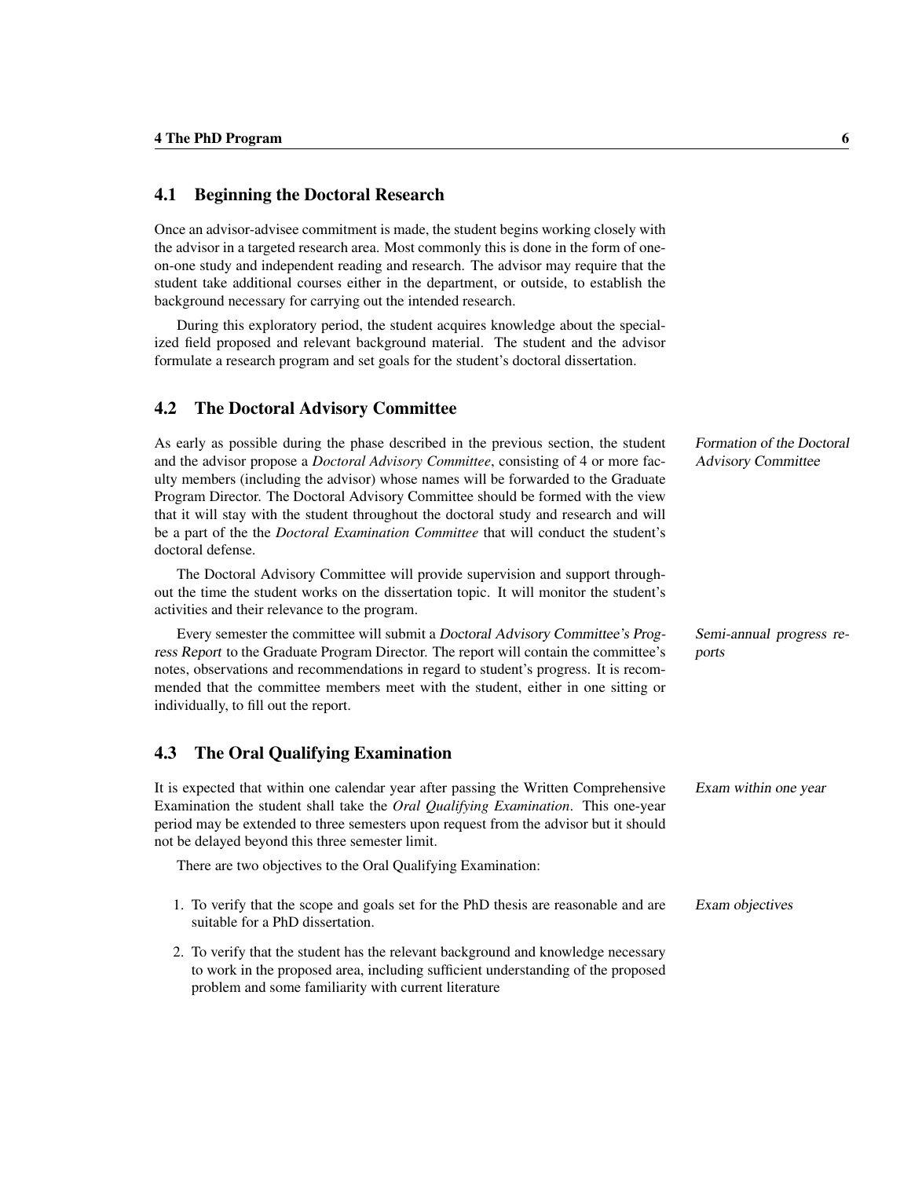## 4.1 Beginning the Doctoral Research

Once an advisor-advisee commitment is made, the student begins working closely with the advisor in a targeted research area. Most commonly this is done in the form of one-on-one study and independent reading and research. The advisor may require that the student take additional courses either in the department, or outside, to establish the background necessary for carrying out the intended research.

During this exploratory period, the student acquires knowledge about the specialized field proposed and relevant background material. The student and the advisor formulate a research program and set goals for the student's doctoral dissertation.

## 4.2 The Doctoral Advisory Committee

*Formation of the Doctoral Advisory Committee*

As early as possible during the phase described in the previous section, the student and the advisor propose a *Doctoral Advisory Committee*, consisting of 4 or more faculty members (including the advisor) whose names will be forwarded to the Graduate Program Director. The Doctoral Advisory Committee should be formed with the view that it will stay with the student throughout the doctoral study and research and will be a part of the the *Doctoral Examination Committee* that will conduct the student's doctoral defense.

The Doctoral Advisory Committee will provide supervision and support throughout the time the student works on the dissertation topic. It will monitor the student's activities and their relevance to the program.

*Semi-annual progress reports*

Every semester the committee will submit a *Doctoral Advisory Committee's Progress Report* to the Graduate Program Director. The report will contain the committee's notes, observations and recommendations in regard to student's progress. It is recommended that the committee members meet with the student, either in one sitting or individually, to fill out the report.

## 4.3 The Oral Qualifying Examination

*Exam within one year*

It is expected that within one calendar year after passing the Written Comprehensive Examination the student shall take the *Oral Qualifying Examination*. This one-year period may be extended to three semesters upon request from the advisor but it should not be delayed beyond this three semester limit.

There are two objectives to the Oral Qualifying Examination:

*Exam objectives*

1. To verify that the scope and goals set for the PhD thesis are reasonable and are suitable for a PhD dissertation.
2. To verify that the student has the relevant background and knowledge necessary to work in the proposed area, including sufficient understanding of the proposed problem and some familiarity with current literature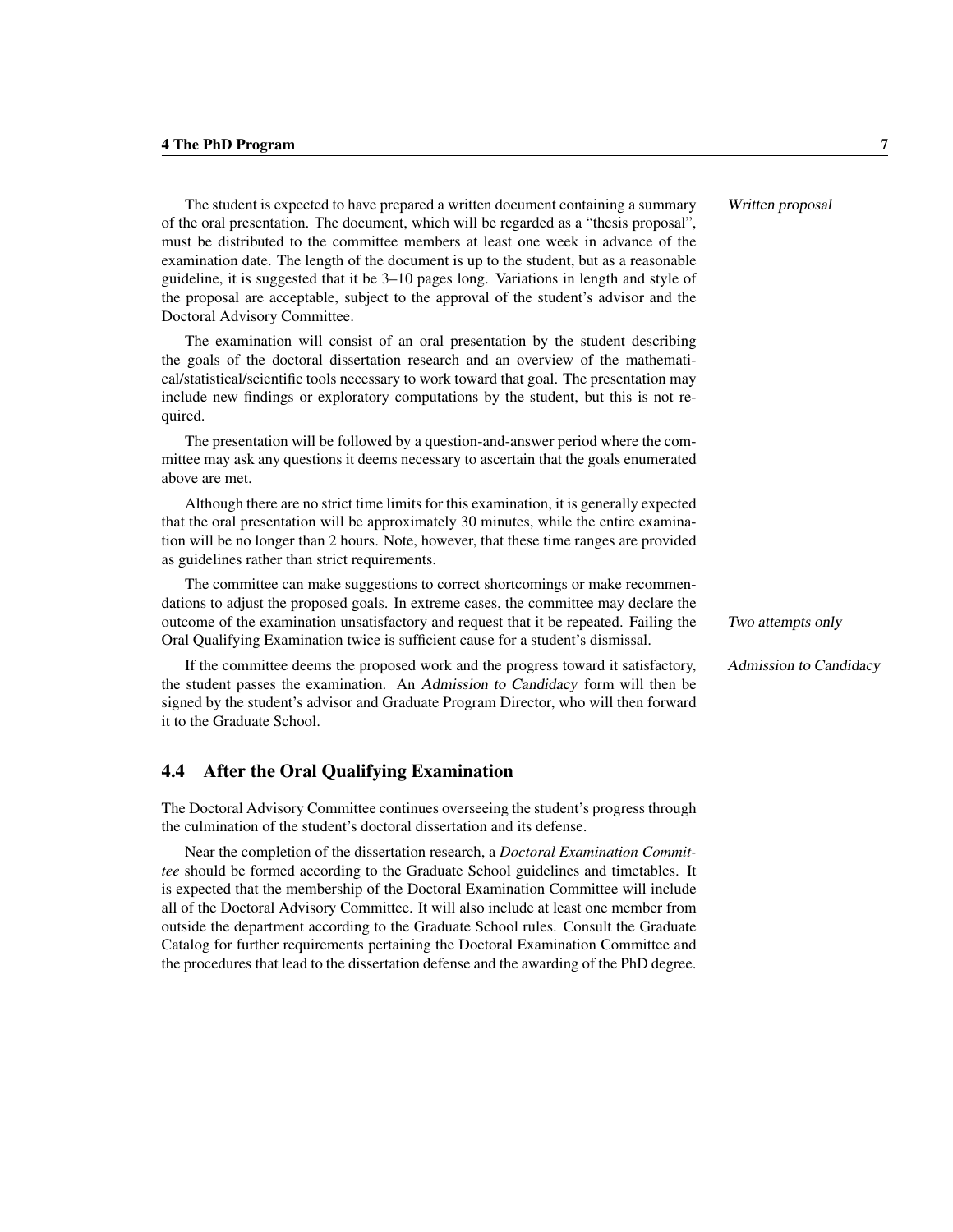*Written proposal*

The student is expected to have prepared a written document containing a summary of the oral presentation. The document, which will be regarded as a "thesis proposal", must be distributed to the committee members at least one week in advance of the examination date. The length of the document is up to the student, but as a reasonable guideline, it is suggested that it be 3–10 pages long. Variations in length and style of the proposal are acceptable, subject to the approval of the student's advisor and the Doctoral Advisory Committee.

The examination will consist of an oral presentation by the student describing the goals of the doctoral dissertation research and an overview of the mathematical/statistical/scientific tools necessary to work toward that goal. The presentation may include new findings or exploratory computations by the student, but this is not required.

The presentation will be followed by a question-and-answer period where the committee may ask any questions it deems necessary to ascertain that the goals enumerated above are met.

Although there are no strict time limits for this examination, it is generally expected that the oral presentation will be approximately 30 minutes, while the entire examination will be no longer than 2 hours. Note, however, that these time ranges are provided as guidelines rather than strict requirements.

*Two attempts only*

The committee can make suggestions to correct shortcomings or make recommendations to adjust the proposed goals. In extreme cases, the committee may declare the outcome of the examination unsatisfactory and request that it be repeated. Failing the Oral Qualifying Examination twice is sufficient cause for a student's dismissal.

*Admission to Candidacy*

If the committee deems the proposed work and the progress toward it satisfactory, the student passes the examination. An *Admission to Candidacy* form will then be signed by the student's advisor and Graduate Program Director, who will then forward it to the Graduate School.

## 4.4 After the Oral Qualifying Examination

The Doctoral Advisory Committee continues overseeing the student's progress through the culmination of the student's doctoral dissertation and its defense.

Near the completion of the dissertation research, a *Doctoral Examination Committee* should be formed according to the Graduate School guidelines and timetables. It is expected that the membership of the Doctoral Examination Committee will include all of the Doctoral Advisory Committee. It will also include at least one member from outside the department according to the Graduate School rules. Consult the Graduate Catalog for further requirements pertaining the Doctoral Examination Committee and the procedures that lead to the dissertation defense and the awarding of the PhD degree.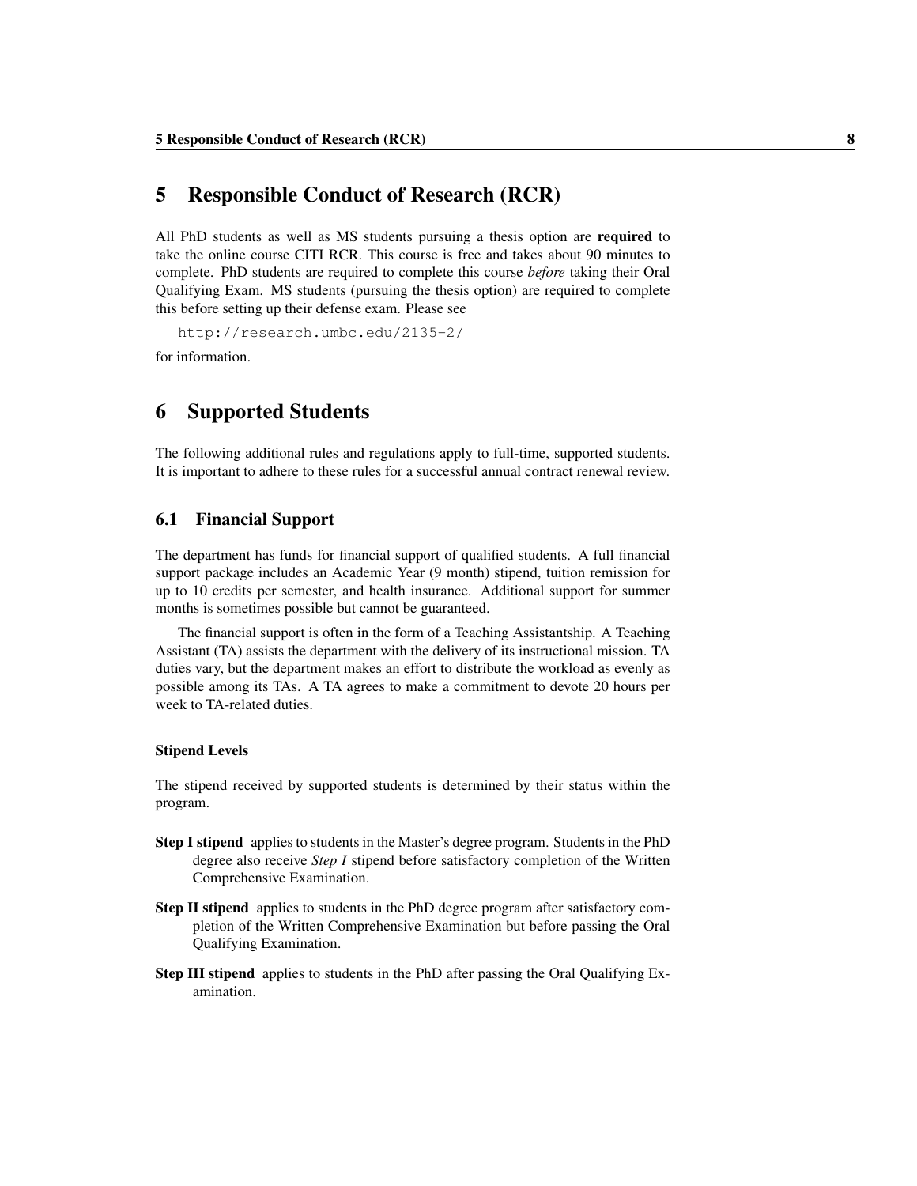# 5 Responsible Conduct of Research (RCR)

All PhD students as well as MS students pursuing a thesis option are **required** to take the online course CITI RCR. This course is free and takes about 90 minutes to complete. PhD students are required to complete this course *before* taking their Oral Qualifying Exam. MS students (pursuing the thesis option) are required to complete this before setting up their defense exam. Please see

```
http://research.umbc.edu/2135-2/
```

for information.

# 6 Supported Students

The following additional rules and regulations apply to full-time, supported students. It is important to adhere to these rules for a successful annual contract renewal review.

## 6.1 Financial Support

The department has funds for financial support of qualified students. A full financial support package includes an Academic Year (9 month) stipend, tuition remission for up to 10 credits per semester, and health insurance. Additional support for summer months is sometimes possible but cannot be guaranteed.

The financial support is often in the form of a Teaching Assistantship. A Teaching Assistant (TA) assists the department with the delivery of its instructional mission. TA duties vary, but the department makes an effort to distribute the workload as evenly as possible among its TAs. A TA agrees to make a commitment to devote 20 hours per week to TA-related duties.

#### Stipend Levels

The stipend received by supported students is determined by their status within the program.

**Step I stipend** applies to students in the Master's degree program. Students in the PhD degree also receive *Step I* stipend before satisfactory completion of the Written Comprehensive Examination.

**Step II stipend** applies to students in the PhD degree program after satisfactory completion of the Written Comprehensive Examination but before passing the Oral Qualifying Examination.

**Step III stipend** applies to students in the PhD after passing the Oral Qualifying Examination.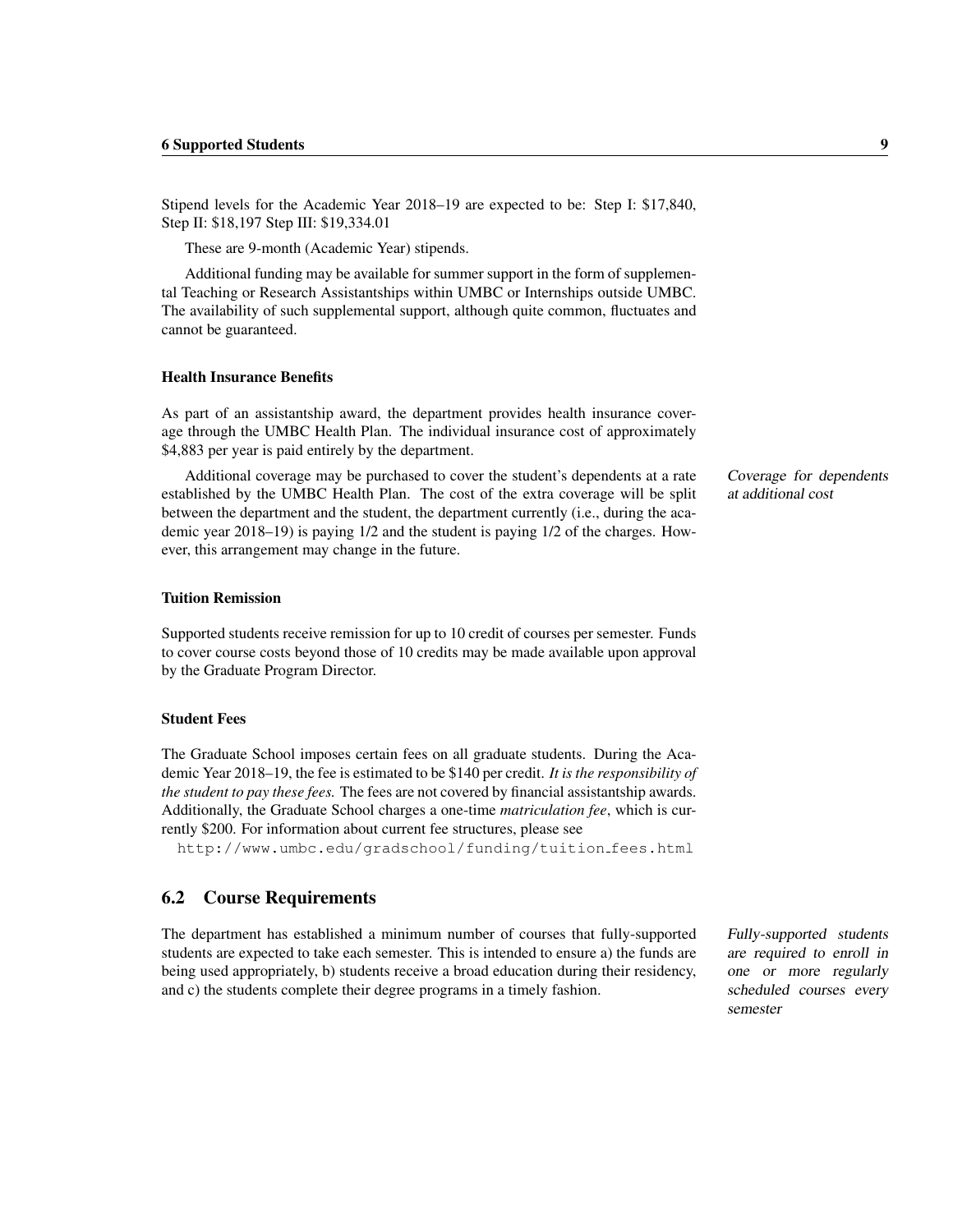Stipend levels for the Academic Year 2018–19 are expected to be: Step I: $17,840, Step II: $18,197 Step III: $19,334.01

These are 9-month (Academic Year) stipends.

Additional funding may be available for summer support in the form of supplemental Teaching or Research Assistantships within UMBC or Internships outside UMBC. The availability of such supplemental support, although quite common, fluctuates and cannot be guaranteed.

#### Health Insurance Benefits

As part of an assistantship award, the department provides health insurance coverage through the UMBC Health Plan. The individual insurance cost of approximately $4,883 per year is paid entirely by the department.

*Coverage for dependents at additional cost*

Additional coverage may be purchased to cover the student's dependents at a rate established by the UMBC Health Plan. The cost of the extra coverage will be split between the department and the student, the department currently (i.e., during the academic year 2018–19) is paying 1/2 and the student is paying 1/2 of the charges. However, this arrangement may change in the future.

#### Tuition Remission

Supported students receive remission for up to 10 credit of courses per semester. Funds to cover course costs beyond those of 10 credits may be made available upon approval by the Graduate Program Director.

#### Student Fees

The Graduate School imposes certain fees on all graduate students. During the Academic Year 2018–19, the fee is estimated to be $140 per credit. *It is the responsibility of the student to pay these fees.* The fees are not covered by financial assistantship awards. Additionally, the Graduate School charges a one-time *matriculation fee*, which is currently $200. For information about current fee structures, please see

http://www.umbc.edu/gradschool/funding/tuition_fees.html

## 6.2 Course Requirements

*Fully-supported students are required to enroll in one or more regularly scheduled courses every semester*

The department has established a minimum number of courses that fully-supported students are expected to take each semester. This is intended to ensure a) the funds are being used appropriately, b) students receive a broad education during their residency, and c) the students complete their degree programs in a timely fashion.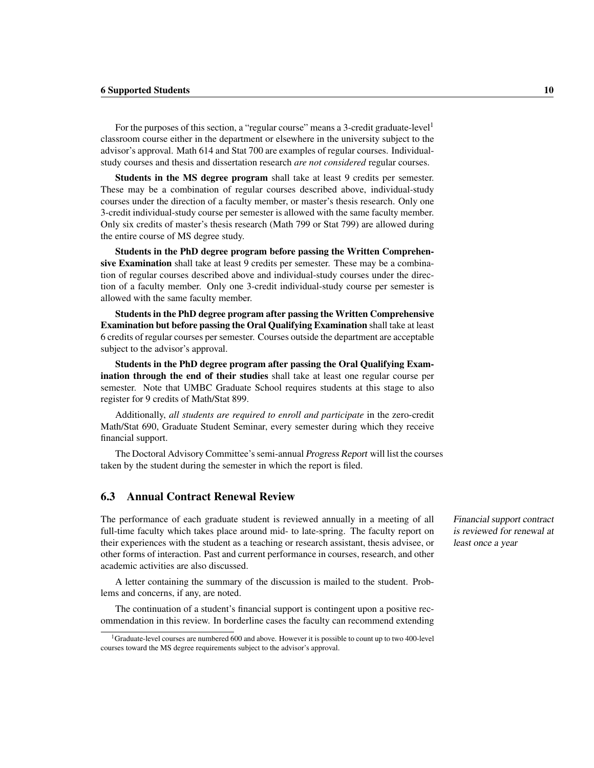For the purposes of this section, a "regular course" means a 3-credit graduate-level[1] classroom course either in the department or elsewhere in the university subject to the advisor's approval. Math 614 and Stat 700 are examples of regular courses. Individual-study courses and thesis and dissertation research *are not considered* regular courses.

**Students in the MS degree program** shall take at least 9 credits per semester. These may be a combination of regular courses described above, individual-study courses under the direction of a faculty member, or master's thesis research. Only one 3-credit individual-study course per semester is allowed with the same faculty member. Only six credits of master's thesis research (Math 799 or Stat 799) are allowed during the entire course of MS degree study.

**Students in the PhD degree program before passing the Written Comprehensive Examination** shall take at least 9 credits per semester. These may be a combination of regular courses described above and individual-study courses under the direction of a faculty member. Only one 3-credit individual-study course per semester is allowed with the same faculty member.

**Students in the PhD degree program after passing the Written Comprehensive Examination but before passing the Oral Qualifying Examination** shall take at least 6 credits of regular courses per semester. Courses outside the department are acceptable subject to the advisor's approval.

**Students in the PhD degree program after passing the Oral Qualifying Examination through the end of their studies** shall take at least one regular course per semester. Note that UMBC Graduate School requires students at this stage to also register for 9 credits of Math/Stat 899.

Additionally, *all students are required to enroll and participate* in the zero-credit Math/Stat 690, Graduate Student Seminar, every semester during which they receive financial support.

The Doctoral Advisory Committee's semi-annual *Progress Report* will list the courses taken by the student during the semester in which the report is filed.

## 6.3 Annual Contract Renewal Review

*Financial support contract is reviewed for renewal at least once a year*

The performance of each graduate student is reviewed annually in a meeting of all full-time faculty which takes place around mid- to late-spring. The faculty report on their experiences with the student as a teaching or research assistant, thesis advisee, or other forms of interaction. Past and current performance in courses, research, and other academic activities are also discussed.

A letter containing the summary of the discussion is mailed to the student. Problems and concerns, if any, are noted.

The continuation of a student's financial support is contingent upon a positive recommendation in this review. In borderline cases the faculty can recommend extending

[1] Graduate-level courses are numbered 600 and above. However it is possible to count up to two 400-level courses toward the MS degree requirements subject to the advisor's approval.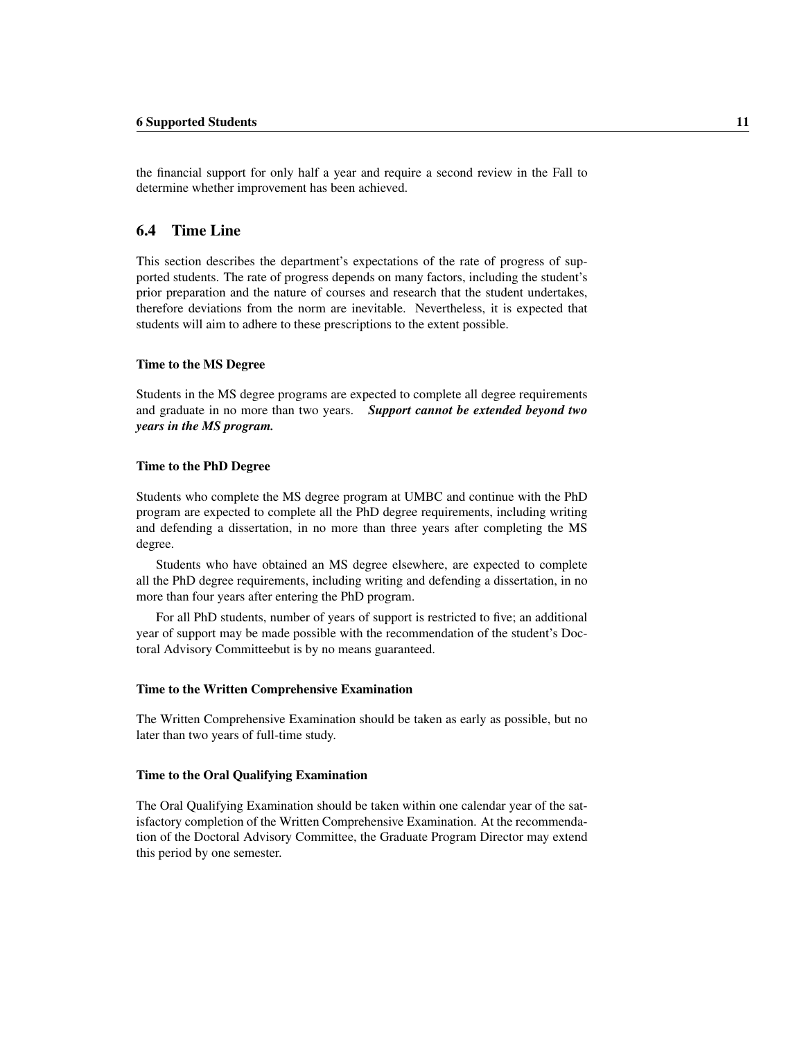the financial support for only half a year and require a second review in the Fall to determine whether improvement has been achieved.

## 6.4 Time Line

This section describes the department's expectations of the rate of progress of supported students. The rate of progress depends on many factors, including the student's prior preparation and the nature of courses and research that the student undertakes, therefore deviations from the norm are inevitable. Nevertheless, it is expected that students will aim to adhere to these prescriptions to the extent possible.

#### Time to the MS Degree

Students in the MS degree programs are expected to complete all degree requirements and graduate in no more than two years. ***Support cannot be extended beyond two years in the MS program.***

#### Time to the PhD Degree

Students who complete the MS degree program at UMBC and continue with the PhD program are expected to complete all the PhD degree requirements, including writing and defending a dissertation, in no more than three years after completing the MS degree.

Students who have obtained an MS degree elsewhere, are expected to complete all the PhD degree requirements, including writing and defending a dissertation, in no more than four years after entering the PhD program.

For all PhD students, number of years of support is restricted to five; an additional year of support may be made possible with the recommendation of the student's Doctoral Advisory Committeebut is by no means guaranteed.

#### Time to the Written Comprehensive Examination

The Written Comprehensive Examination should be taken as early as possible, but no later than two years of full-time study.

#### Time to the Oral Qualifying Examination

The Oral Qualifying Examination should be taken within one calendar year of the satisfactory completion of the Written Comprehensive Examination. At the recommendation of the Doctoral Advisory Committee, the Graduate Program Director may extend this period by one semester.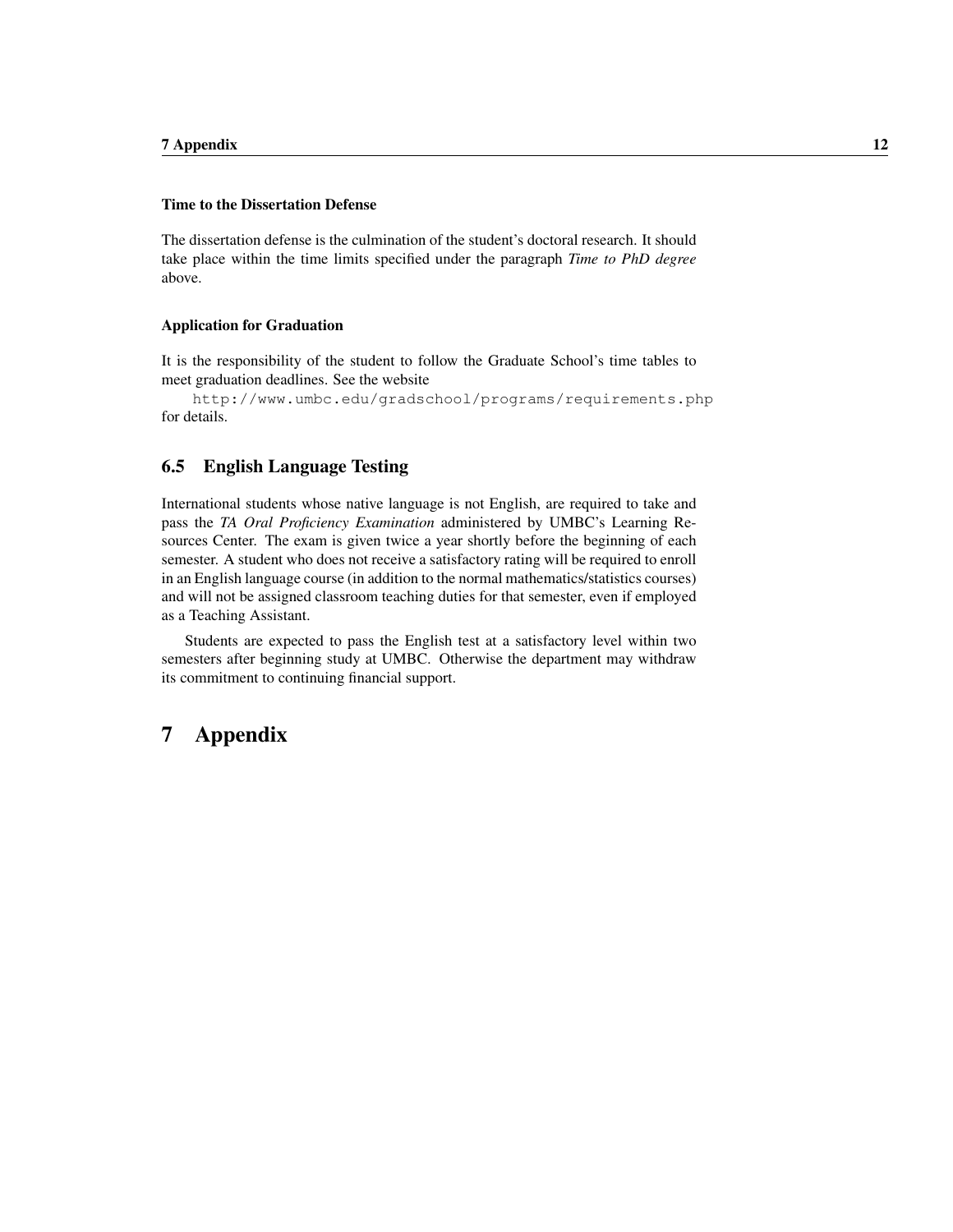#### Time to the Dissertation Defense

The dissertation defense is the culmination of the student's doctoral research. It should take place within the time limits specified under the paragraph *Time to PhD degree* above.

#### Application for Graduation

It is the responsibility of the student to follow the Graduate School's time tables to meet graduation deadlines. See the website

`http://www.umbc.edu/gradschool/programs/requirements.php`

for details.

## 6.5 English Language Testing

International students whose native language is not English, are required to take and pass the *TA Oral Proficiency Examination* administered by UMBC's Learning Resources Center. The exam is given twice a year shortly before the beginning of each semester. A student who does not receive a satisfactory rating will be required to enroll in an English language course (in addition to the normal mathematics/statistics courses) and will not be assigned classroom teaching duties for that semester, even if employed as a Teaching Assistant.

Students are expected to pass the English test at a satisfactory level within two semesters after beginning study at UMBC. Otherwise the department may withdraw its commitment to continuing financial support.

# 7 Appendix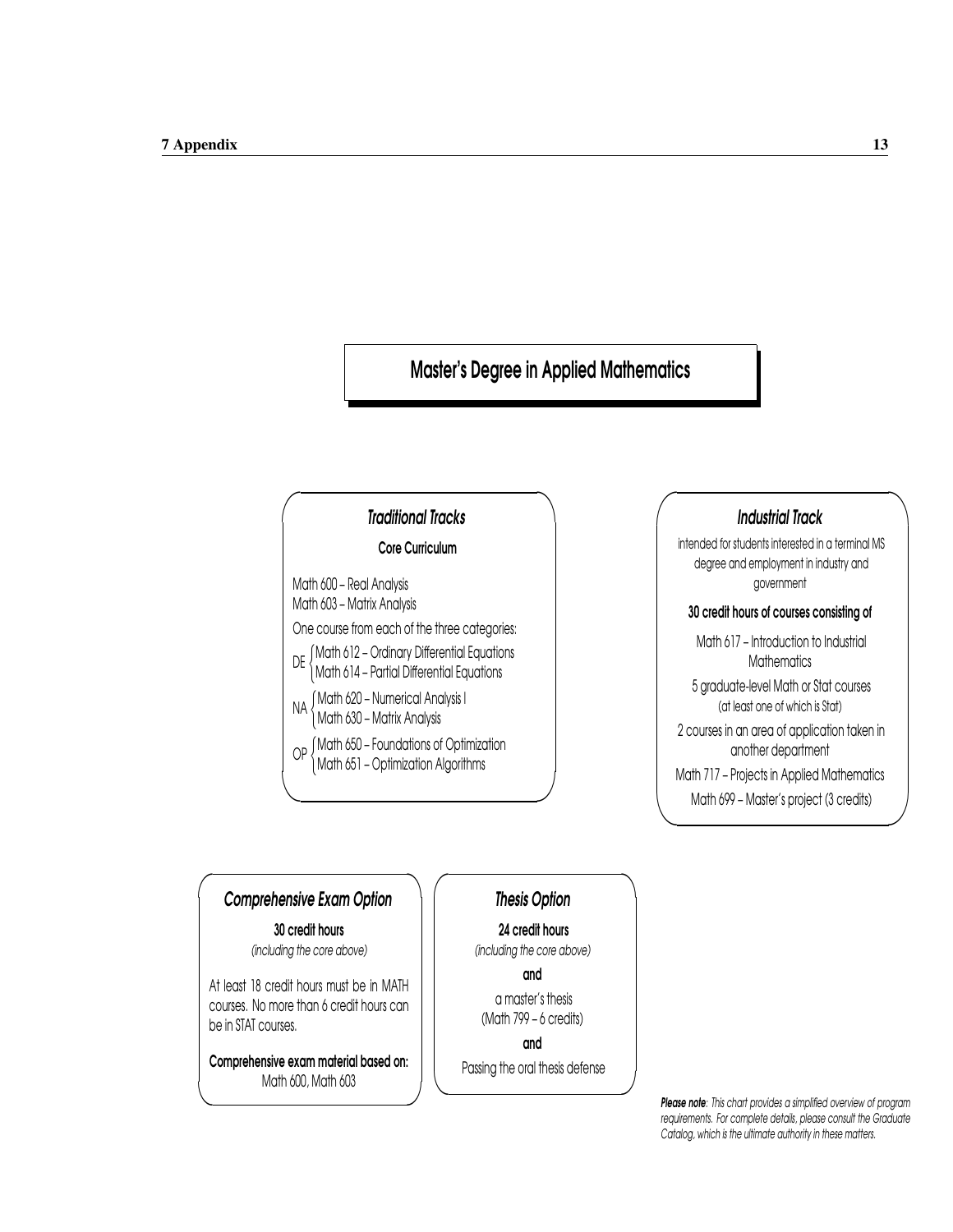# Master's Degree in Applied Mathematics

## *Traditional Tracks*

**Core Curriculum**

Math 600 – Real Analysis
Math 603 – Matrix Analysis

One course from each of the three categories:

- DE
  - Math 612 – Ordinary Differential Equations
  - Math 614 – Partial Differential Equations
- NA
  - Math 620 – Numerical Analysis I
  - Math 630 – Matrix Analysis
- OP
  - Math 650 – Foundations of Optimization
  - Math 651 – Optimization Algorithms

## *Industrial Track*

intended for students interested in a terminal MS degree and employment in industry and government

**30 credit hours of courses consisting of**

Math 617 – Introduction to Industrial Mathematics

5 graduate-level Math or Stat courses (at least one of which is Stat)

2 courses in an area of application taken in another department

Math 717 – Projects in Applied Mathematics

Math 699 – Master's project (3 credits)

## *Comprehensive Exam Option*

**30 credit hours**

*(including the core above)*

At least 18 credit hours must be in MATH courses. No more than 6 credit hours can be in STAT courses.

**Comprehensive exam material based on:** Math 600, Math 603

## *Thesis Option*

**24 credit hours**

*(including the core above)*

**and**

a master's thesis (Math 799 – 6 credits)

**and**

Passing the oral thesis defense

***Please note**: This chart provides a simplified overview of program requirements. For complete details, please consult the Graduate Catalog, which is the ultimate authority in these matters.*